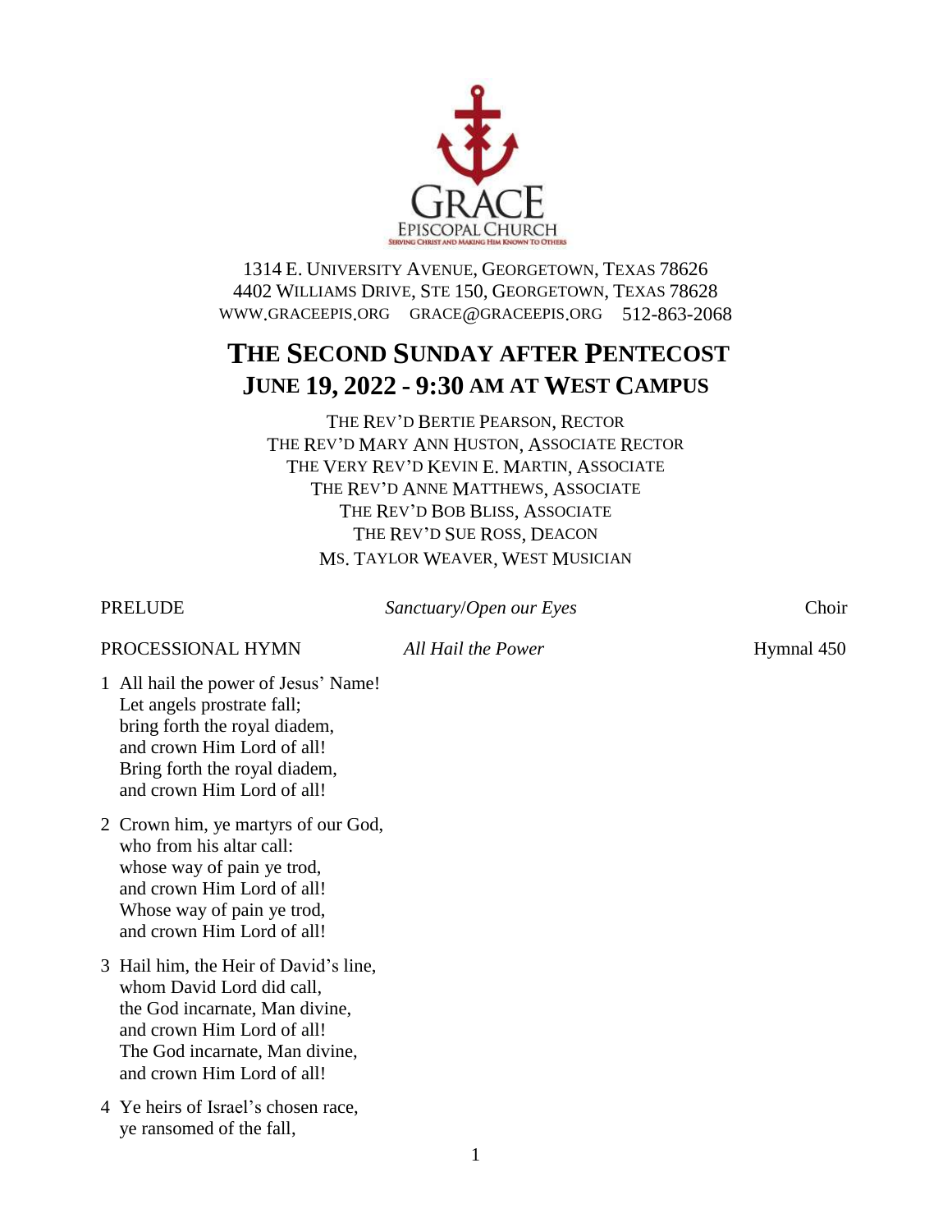GRACE
EPISCOPAL CHURCH
SERVING CHRIST AND MAKING HIM KNOWN TO OTHERS

1314 E. UNIVERSITY AVENUE, GEORGETOWN, TEXAS 78626
4402 WILLIAMS DRIVE, STE 150, GEORGETOWN, TEXAS 78628
WWW.GRACEEPIS.ORG GRACE@GRACEEPIS.ORG 512-863-2068

# THE SECOND SUNDAY AFTER PENTECOST
## JUNE 19, 2022 - 9:30 AM AT WEST CAMPUS

THE REV'D BERTIE PEARSON, RECTOR
THE REV'D MARY ANN HUSTON, ASSOCIATE RECTOR
THE VERY REV'D KEVIN E. MARTIN, ASSOCIATE
THE REV'D ANNE MATTHEWS, ASSOCIATE
THE REV'D BOB BLISS, ASSOCIATE
THE REV'D SUE ROSS, DEACON
MS. TAYLOR WEAVER, WEST MUSICIAN

PRELUDE *Sanctuary/Open our Eyes* Choir

PROCESSIONAL HYMN *All Hail the Power* Hymnal 450

1 All hail the power of Jesus' Name!
Let angels prostrate fall;
bring forth the royal diadem,
and crown Him Lord of all!
Bring forth the royal diadem,
and crown Him Lord of all!

2 Crown him, ye martyrs of our God,
who from his altar call:
whose way of pain ye trod,
and crown Him Lord of all!
Whose way of pain ye trod,
and crown Him Lord of all!

3 Hail him, the Heir of David's line,
whom David Lord did call,
the God incarnate, Man divine,
and crown Him Lord of all!
The God incarnate, Man divine,
and crown Him Lord of all!

4 Ye heirs of Israel's chosen race,
ye ransomed of the fall,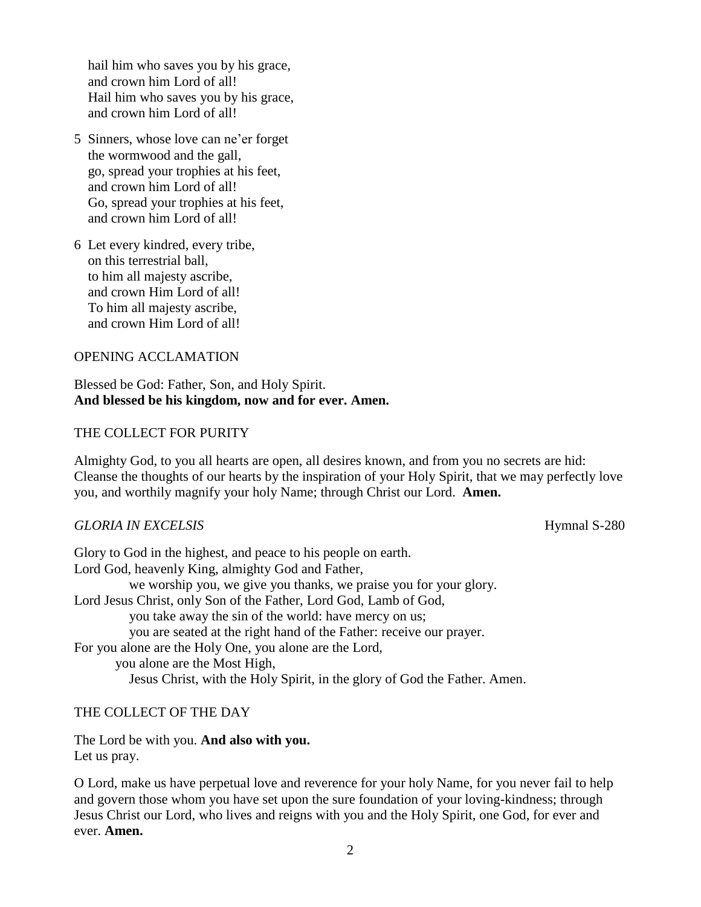hail him who saves you by his grace,
and crown him Lord of all!
Hail him who saves you by his grace,
and crown him Lord of all!

5 Sinners, whose love can ne'er forget
the wormwood and the gall,
go, spread your trophies at his feet,
and crown him Lord of all!
Go, spread your trophies at his feet,
and crown him Lord of all!

6 Let every kindred, every tribe,
on this terrestrial ball,
to him all majesty ascribe,
and crown Him Lord of all!
To him all majesty ascribe,
and crown Him Lord of all!

## OPENING ACCLAMATION

Blessed be God: Father, Son, and Holy Spirit.
**And blessed be his kingdom, now and for ever. Amen.**

## THE COLLECT FOR PURITY

Almighty God, to you all hearts are open, all desires known, and from you no secrets are hid: Cleanse the thoughts of our hearts by the inspiration of your Holy Spirit, that we may perfectly love you, and worthily magnify your holy Name; through Christ our Lord. **Amen.**

## *GLORIA IN EXCELSIS* Hymnal S-280

Glory to God in the highest, and peace to his people on earth.
Lord God, heavenly King, almighty God and Father,
we worship you, we give you thanks, we praise you for your glory.
Lord Jesus Christ, only Son of the Father, Lord God, Lamb of God,
you take away the sin of the world: have mercy on us;
you are seated at the right hand of the Father: receive our prayer.
For you alone are the Holy One, you alone are the Lord,
you alone are the Most High,
Jesus Christ, with the Holy Spirit, in the glory of God the Father. Amen.

## THE COLLECT OF THE DAY

The Lord be with you. **And also with you.**
Let us pray.

O Lord, make us have perpetual love and reverence for your holy Name, for you never fail to help and govern those whom you have set upon the sure foundation of your loving-kindness; through Jesus Christ our Lord, who lives and reigns with you and the Holy Spirit, one God, for ever and ever. **Amen.**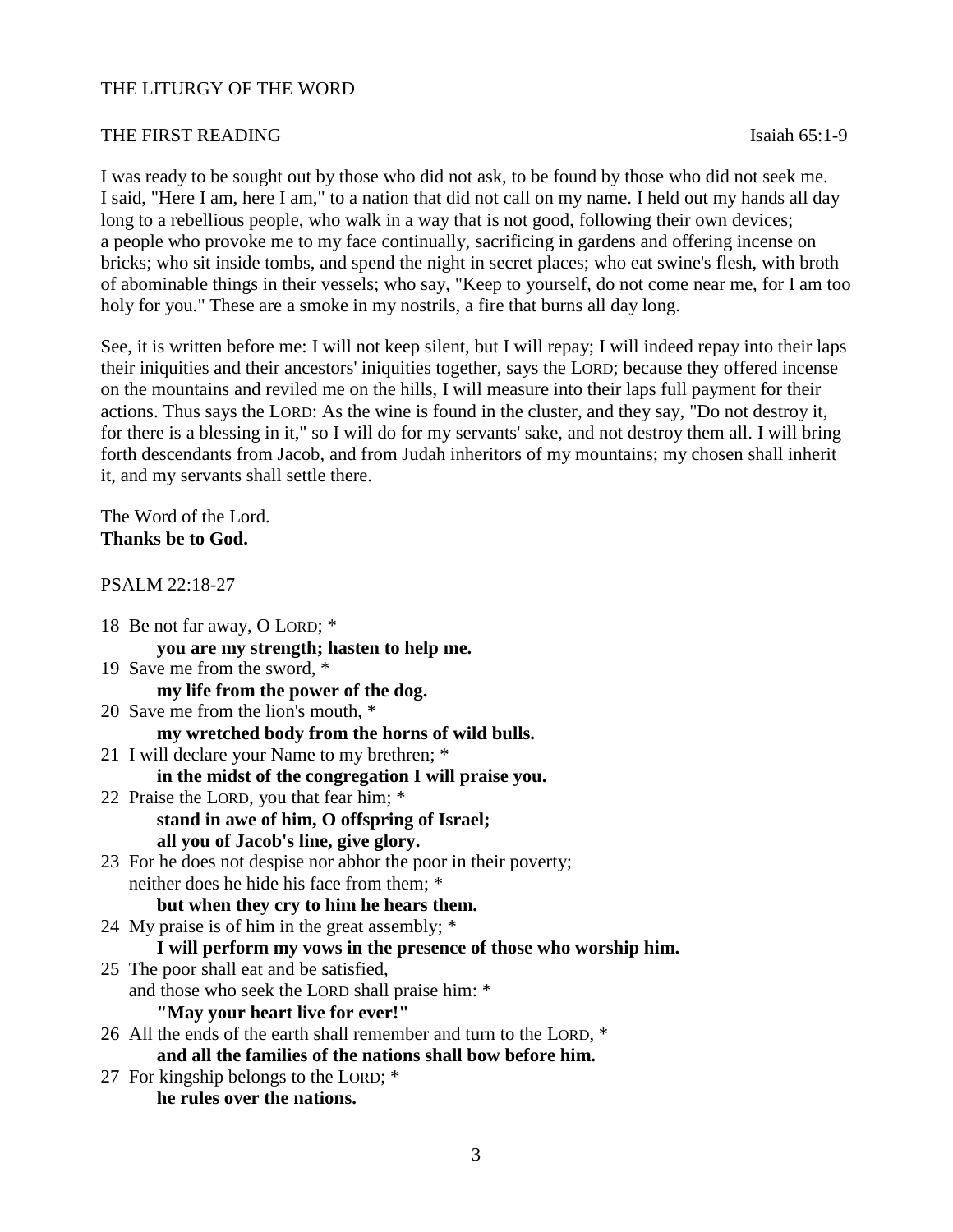## THE LITURGY OF THE WORD

### THE FIRST READING Isaiah 65:1-9

I was ready to be sought out by those who did not ask, to be found by those who did not seek me. I said, "Here I am, here I am," to a nation that did not call on my name. I held out my hands all day long to a rebellious people, who walk in a way that is not good, following their own devices; a people who provoke me to my face continually, sacrificing in gardens and offering incense on bricks; who sit inside tombs, and spend the night in secret places; who eat swine's flesh, with broth of abominable things in their vessels; who say, "Keep to yourself, do not come near me, for I am too holy for you." These are a smoke in my nostrils, a fire that burns all day long.

See, it is written before me: I will not keep silent, but I will repay; I will indeed repay into their laps their iniquities and their ancestors' iniquities together, says the LORD; because they offered incense on the mountains and reviled me on the hills, I will measure into their laps full payment for their actions. Thus says the LORD: As the wine is found in the cluster, and they say, "Do not destroy it, for there is a blessing in it," so I will do for my servants' sake, and not destroy them all. I will bring forth descendants from Jacob, and from Judah inheritors of my mountains; my chosen shall inherit it, and my servants shall settle there.

The Word of the Lord.
**Thanks be to God.**

### PSALM 22:18-27

18 Be not far away, O LORD; *
**you are my strength; hasten to help me.**

19 Save me from the sword, *
**my life from the power of the dog.**

20 Save me from the lion's mouth, *
**my wretched body from the horns of wild bulls.**

21 I will declare your Name to my brethren; *
**in the midst of the congregation I will praise you.**

22 Praise the LORD, you that fear him; *
**stand in awe of him, O offspring of Israel;**
**all you of Jacob's line, give glory.**

23 For he does not despise nor abhor the poor in their poverty;
neither does he hide his face from them; *
**but when they cry to him he hears them.**

24 My praise is of him in the great assembly; *
**I will perform my vows in the presence of those who worship him.**

25 The poor shall eat and be satisfied,
and those who seek the LORD shall praise him: *
**"May your heart live for ever!"**

26 All the ends of the earth shall remember and turn to the LORD, *
**and all the families of the nations shall bow before him.**

27 For kingship belongs to the LORD; *
**he rules over the nations.**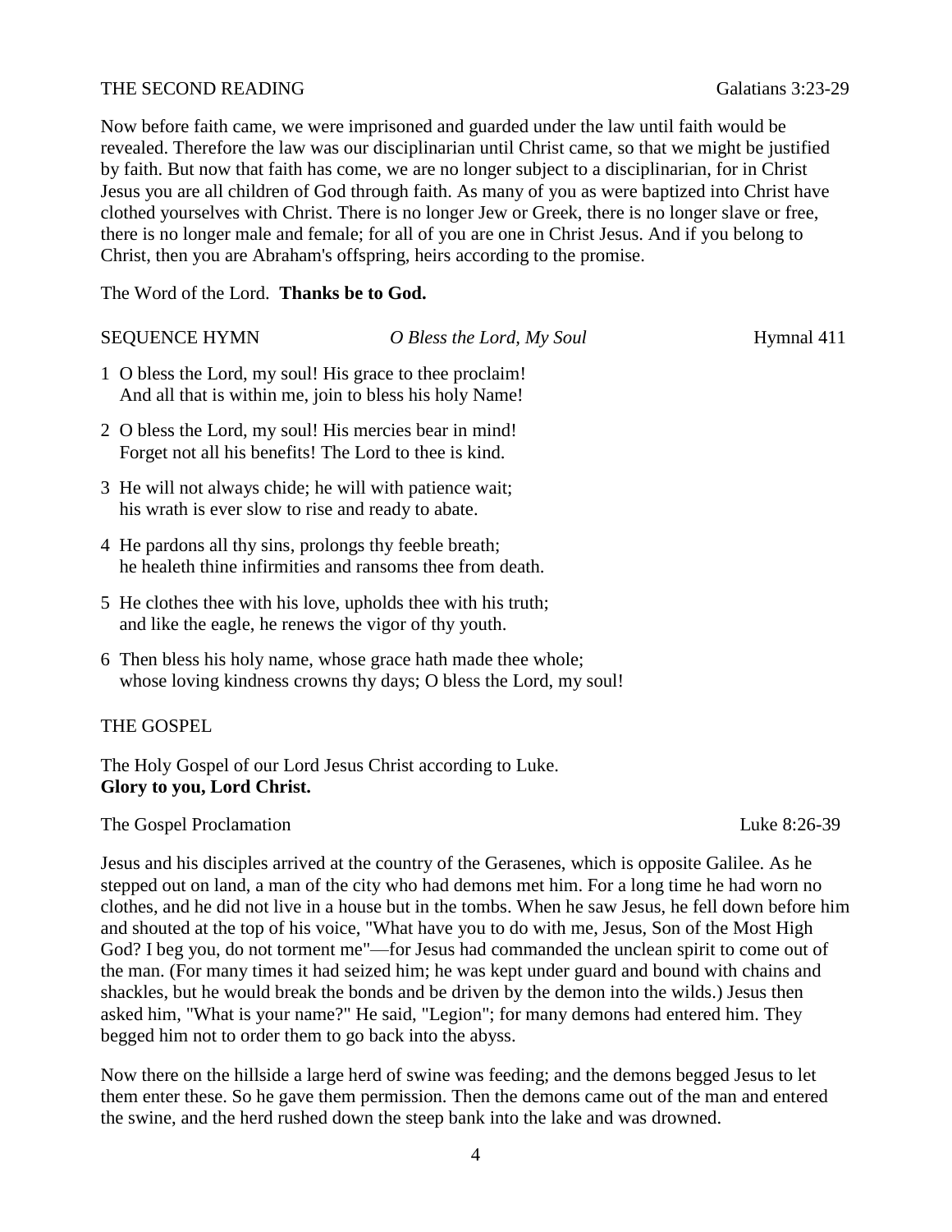THE SECOND READING Galatians 3:23-29

Now before faith came, we were imprisoned and guarded under the law until faith would be revealed. Therefore the law was our disciplinarian until Christ came, so that we might be justified by faith. But now that faith has come, we are no longer subject to a disciplinarian, for in Christ Jesus you are all children of God through faith. As many of you as were baptized into Christ have clothed yourselves with Christ. There is no longer Jew or Greek, there is no longer slave or free, there is no longer male and female; for all of you are one in Christ Jesus. And if you belong to Christ, then you are Abraham's offspring, heirs according to the promise.

The Word of the Lord. **Thanks be to God.**

SEQUENCE HYMN *O Bless the Lord, My Soul* Hymnal 411

1 O bless the Lord, my soul! His grace to thee proclaim!
And all that is within me, join to bless his holy Name!

2 O bless the Lord, my soul! His mercies bear in mind!
Forget not all his benefits! The Lord to thee is kind.

3 He will not always chide; he will with patience wait;
his wrath is ever slow to rise and ready to abate.

4 He pardons all thy sins, prolongs thy feeble breath;
he healeth thine infirmities and ransoms thee from death.

5 He clothes thee with his love, upholds thee with his truth;
and like the eagle, he renews the vigor of thy youth.

6 Then bless his holy name, whose grace hath made thee whole;
whose loving kindness crowns thy days; O bless the Lord, my soul!

THE GOSPEL

The Holy Gospel of our Lord Jesus Christ according to Luke.
**Glory to you, Lord Christ.**

The Gospel Proclamation Luke 8:26-39

Jesus and his disciples arrived at the country of the Gerasenes, which is opposite Galilee. As he stepped out on land, a man of the city who had demons met him. For a long time he had worn no clothes, and he did not live in a house but in the tombs. When he saw Jesus, he fell down before him and shouted at the top of his voice, "What have you to do with me, Jesus, Son of the Most High God? I beg you, do not torment me"—for Jesus had commanded the unclean spirit to come out of the man. (For many times it had seized him; he was kept under guard and bound with chains and shackles, but he would break the bonds and be driven by the demon into the wilds.) Jesus then asked him, "What is your name?" He said, "Legion"; for many demons had entered him. They begged him not to order them to go back into the abyss.

Now there on the hillside a large herd of swine was feeding; and the demons begged Jesus to let them enter these. So he gave them permission. Then the demons came out of the man and entered the swine, and the herd rushed down the steep bank into the lake and was drowned.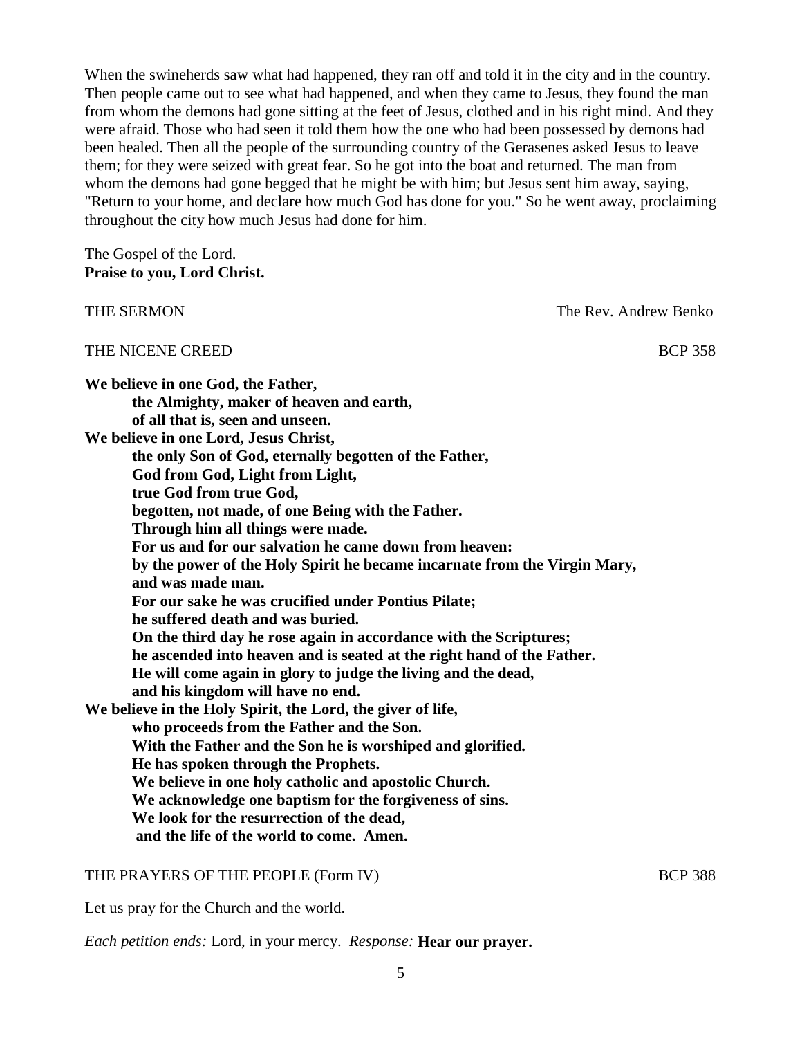When the swineherds saw what had happened, they ran off and told it in the city and in the country. Then people came out to see what had happened, and when they came to Jesus, they found the man from whom the demons had gone sitting at the feet of Jesus, clothed and in his right mind. And they were afraid. Those who had seen it told them how the one who had been possessed by demons had been healed. Then all the people of the surrounding country of the Gerasenes asked Jesus to leave them; for they were seized with great fear. So he got into the boat and returned. The man from whom the demons had gone begged that he might be with him; but Jesus sent him away, saying, "Return to your home, and declare how much God has done for you." So he went away, proclaiming throughout the city how much Jesus had done for him.

The Gospel of the Lord.
**Praise to you, Lord Christ.**

THE SERMON — The Rev. Andrew Benko

THE NICENE CREED — BCP 358

**We believe in one God, the Father,**
**the Almighty, maker of heaven and earth,**
**of all that is, seen and unseen.**
**We believe in one Lord, Jesus Christ,**
**the only Son of God, eternally begotten of the Father,**
**God from God, Light from Light,**
**true God from true God,**
**begotten, not made, of one Being with the Father.**
**Through him all things were made.**
**For us and for our salvation he came down from heaven:**
**by the power of the Holy Spirit he became incarnate from the Virgin Mary,**
**and was made man.**
**For our sake he was crucified under Pontius Pilate;**
**he suffered death and was buried.**
**On the third day he rose again in accordance with the Scriptures;**
**he ascended into heaven and is seated at the right hand of the Father.**
**He will come again in glory to judge the living and the dead,**
**and his kingdom will have no end.**
**We believe in the Holy Spirit, the Lord, the giver of life,**
**who proceeds from the Father and the Son.**
**With the Father and the Son he is worshiped and glorified.**
**He has spoken through the Prophets.**
**We believe in one holy catholic and apostolic Church.**
**We acknowledge one baptism for the forgiveness of sins.**
**We look for the resurrection of the dead,**
**and the life of the world to come. Amen.**

THE PRAYERS OF THE PEOPLE (Form IV) — BCP 388

Let us pray for the Church and the world.

*Each petition ends:* Lord, in your mercy. *Response:* **Hear our prayer.**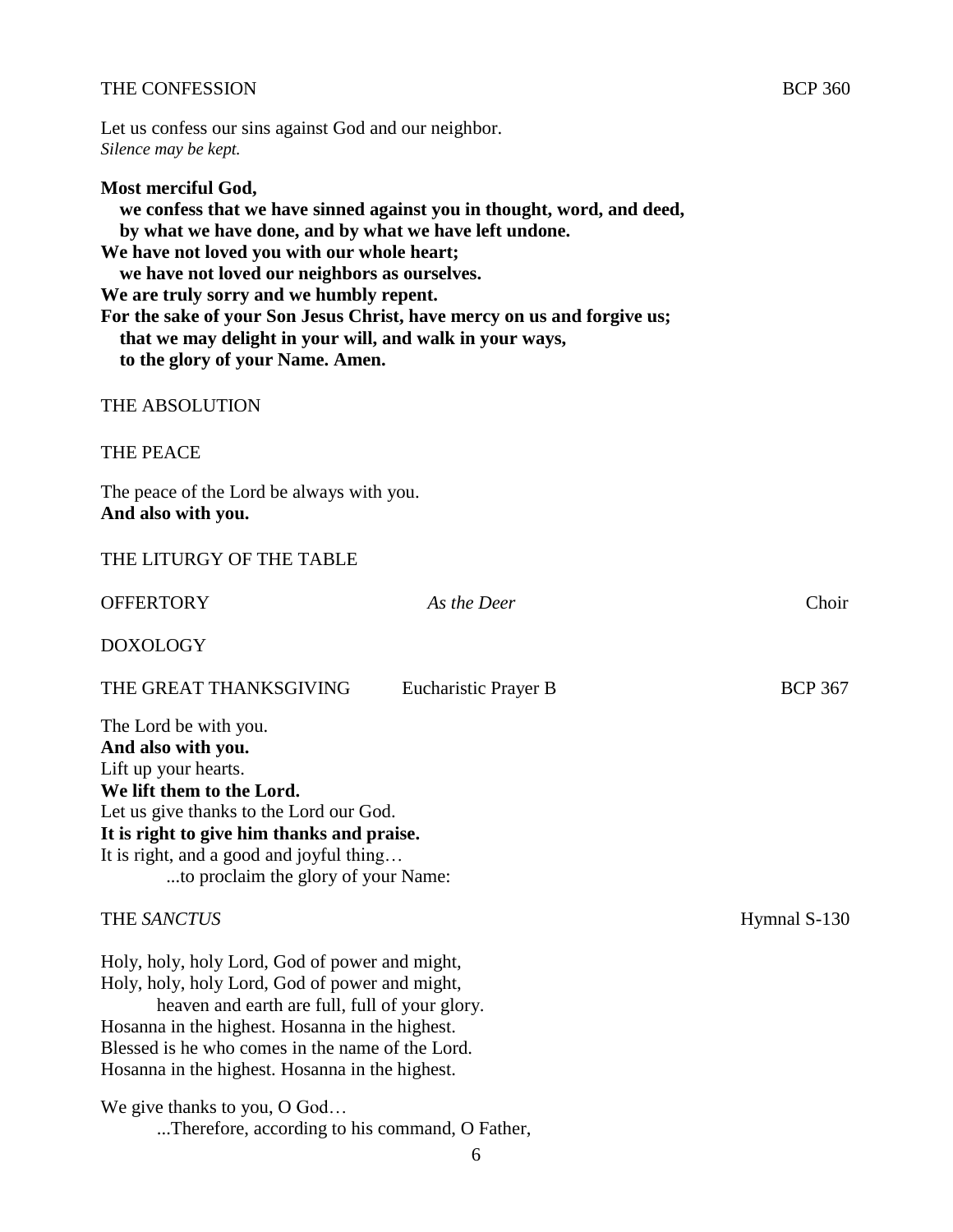THE CONFESSION BCP 360

Let us confess our sins against God and our neighbor.
*Silence may be kept.*

**Most merciful God,**
**we confess that we have sinned against you in thought, word, and deed,**
**by what we have done, and by what we have left undone.**
**We have not loved you with our whole heart;**
**we have not loved our neighbors as ourselves.**
**We are truly sorry and we humbly repent.**
**For the sake of your Son Jesus Christ, have mercy on us and forgive us;**
**that we may delight in your will, and walk in your ways,**
**to the glory of your Name. Amen.**

THE ABSOLUTION

THE PEACE

The peace of the Lord be always with you.
**And also with you.**

THE LITURGY OF THE TABLE

OFFERTORY *As the Deer* Choir

DOXOLOGY

THE GREAT THANKSGIVING Eucharistic Prayer B BCP 367

The Lord be with you.
**And also with you.**
Lift up your hearts.
**We lift them to the Lord.**
Let us give thanks to the Lord our God.
**It is right to give him thanks and praise.**
It is right, and a good and joyful thing…
...to proclaim the glory of your Name:

THE *SANCTUS* Hymnal S-130

Holy, holy, holy Lord, God of power and might,
Holy, holy, holy Lord, God of power and might,
heaven and earth are full, full of your glory.
Hosanna in the highest. Hosanna in the highest.
Blessed is he who comes in the name of the Lord.
Hosanna in the highest. Hosanna in the highest.

We give thanks to you, O God…
...Therefore, according to his command, O Father,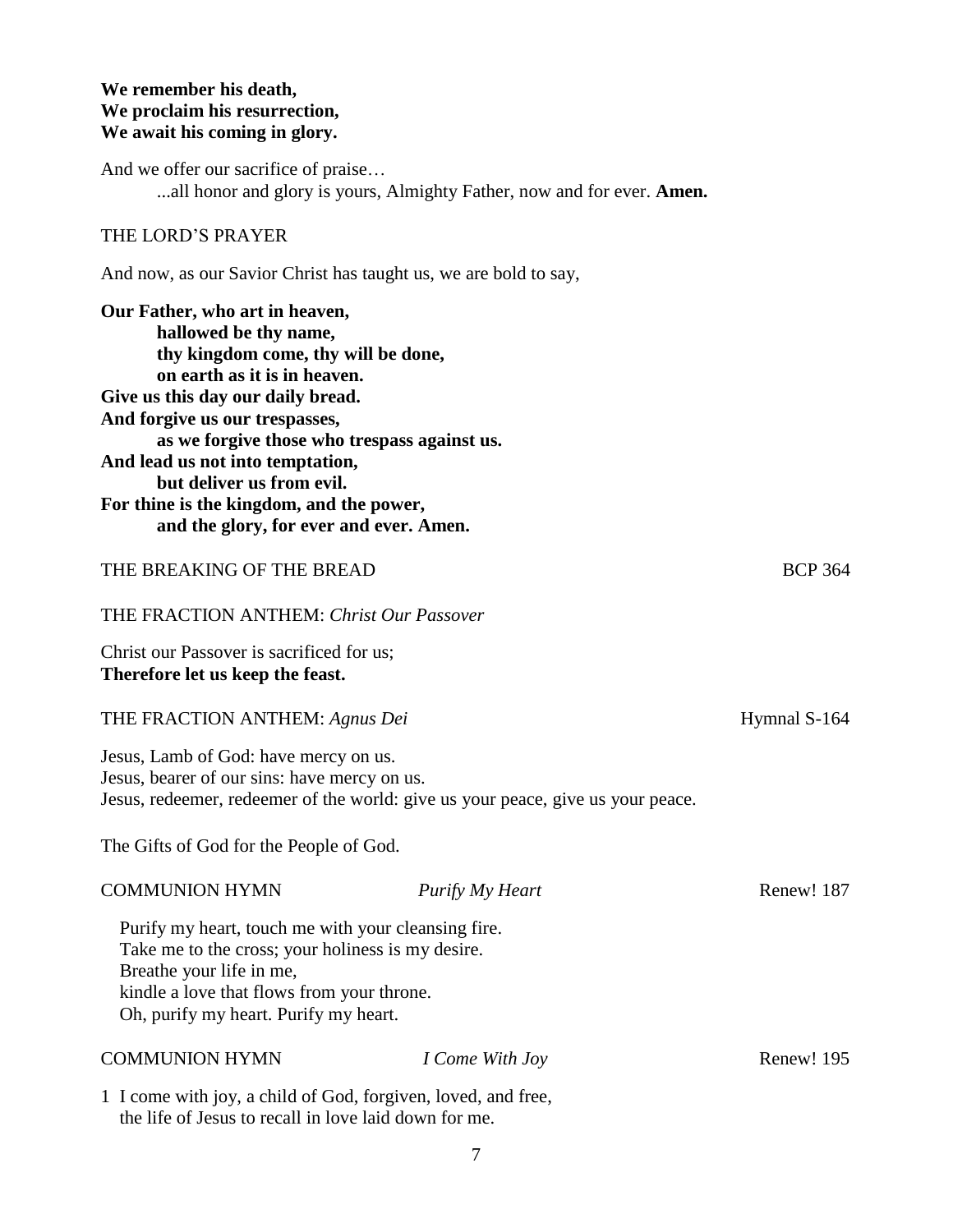**We remember his death,**
**We proclaim his resurrection,**
**We await his coming in glory.**

And we offer our sacrifice of praise…
...all honor and glory is yours, Almighty Father, now and for ever. **Amen.**

THE LORD'S PRAYER

And now, as our Savior Christ has taught us, we are bold to say,

**Our Father, who art in heaven,**
**hallowed be thy name,**
**thy kingdom come, thy will be done,**
**on earth as it is in heaven.**
**Give us this day our daily bread.**
**And forgive us our trespasses,**
**as we forgive those who trespass against us.**
**And lead us not into temptation,**
**but deliver us from evil.**
**For thine is the kingdom, and the power,**
**and the glory, for ever and ever. Amen.**

THE BREAKING OF THE BREAD — BCP 364

THE FRACTION ANTHEM: *Christ Our Passover*

Christ our Passover is sacrificed for us;
**Therefore let us keep the feast.**

THE FRACTION ANTHEM: *Agnus Dei* — Hymnal S-164

Jesus, Lamb of God: have mercy on us.
Jesus, bearer of our sins: have mercy on us.
Jesus, redeemer, redeemer of the world: give us your peace, give us your peace.

The Gifts of God for the People of God.

COMMUNION HYMN — *Purify My Heart* — Renew! 187

Purify my heart, touch me with your cleansing fire.
Take me to the cross; your holiness is my desire.
Breathe your life in me,
kindle a love that flows from your throne.
Oh, purify my heart. Purify my heart.

COMMUNION HYMN — *I Come With Joy* — Renew! 195

1 I come with joy, a child of God, forgiven, loved, and free,
the life of Jesus to recall in love laid down for me.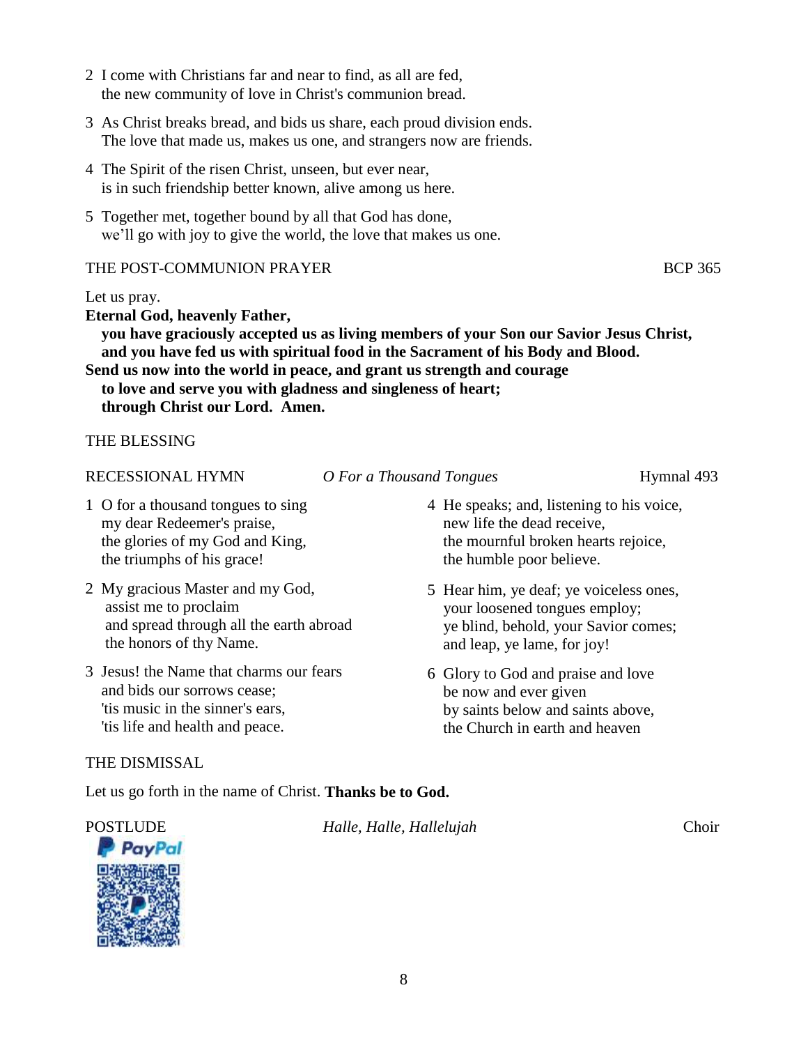2 I come with Christians far and near to find, as all are fed,
the new community of love in Christ's communion bread.

3 As Christ breaks bread, and bids us share, each proud division ends.
The love that made us, makes us one, and strangers now are friends.

4 The Spirit of the risen Christ, unseen, but ever near,
is in such friendship better known, alive among us here.

5 Together met, together bound by all that God has done,
we'll go with joy to give the world, the love that makes us one.

THE POST-COMMUNION PRAYER BCP 365

Let us pray.
**Eternal God, heavenly Father,**
**you have graciously accepted us as living members of your Son our Savior Jesus Christ,**
**and you have fed us with spiritual food in the Sacrament of his Body and Blood.**
**Send us now into the world in peace, and grant us strength and courage**
**to love and serve you with gladness and singleness of heart;**
**through Christ our Lord. Amen.**

THE BLESSING

RECESSIONAL HYMN *O For a Thousand Tongues* Hymnal 493

1 O for a thousand tongues to sing
my dear Redeemer's praise,
the glories of my God and King,
the triumphs of his grace!

2 My gracious Master and my God,
assist me to proclaim
and spread through all the earth abroad
the honors of thy Name.

3 Jesus! the Name that charms our fears
and bids our sorrows cease;
'tis music in the sinner's ears,
'tis life and health and peace.

4 He speaks; and, listening to his voice,
new life the dead receive,
the mournful broken hearts rejoice,
the humble poor believe.

5 Hear him, ye deaf; ye voiceless ones,
your loosened tongues employ;
ye blind, behold, your Savior comes;
and leap, ye lame, for joy!

6 Glory to God and praise and love
be now and ever given
by saints below and saints above,
the Church in earth and heaven

THE DISMISSAL

Let us go forth in the name of Christ. **Thanks be to God.**

POSTLUDE *Halle, Halle, Hallelujah* Choir

PayPal